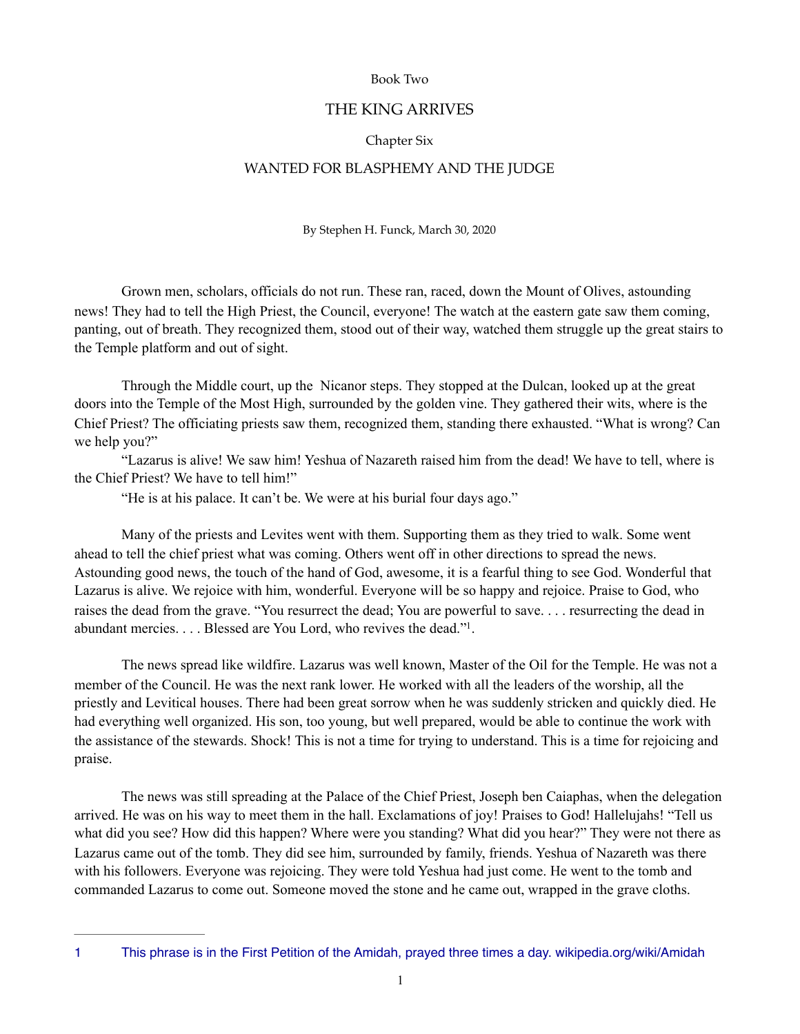Book Two

# THE KING ARRIVES

## Chapter Six

## WANTED FOR BLASPHEMY AND THE JUDGE

By Stephen H. Funck, March 30, 2020

Grown men, scholars, officials do not run. These ran, raced, down the Mount of Olives, astounding news! They had to tell the High Priest, the Council, everyone! The watch at the eastern gate saw them coming, panting, out of breath. They recognized them, stood out of their way, watched them struggle up the great stairs to the Temple platform and out of sight.

Through the Middle court, up the Nicanor steps. They stopped at the Dulcan, looked up at the great doors into the Temple of the Most High, surrounded by the golden vine. They gathered their wits, where is the Chief Priest? The officiating priests saw them, recognized them, standing there exhausted. "What is wrong? Can we help you?"

"Lazarus is alive! We saw him! Yeshua of Nazareth raised him from the dead! We have to tell, where is the Chief Priest? We have to tell him!"

"He is at his palace. It can't be. We were at his burial four days ago."

Many of the priests and Levites went with them. Supporting them as they tried to walk. Some went ahead to tell the chief priest what was coming. Others went off in other directions to spread the news. Astounding good news, the touch of the hand of God, awesome, it is a fearful thing to see God. Wonderful that Lazarus is alive. We rejoice with him, wonderful. Everyone will be so happy and rejoice. Praise to God, who raises the dead from the grave. "You resurrect the dead; You are powerful to save. . . . resurrecting the dead in abundant mercies. . . . Blessed are You Lord, who revives the dead."[1].

The news spread like wildfire. Lazarus was well known, Master of the Oil for the Temple. He was not a member of the Council. He was the next rank lower. He worked with all the leaders of the worship, all the priestly and Levitical houses. There had been great sorrow when he was suddenly stricken and quickly died. He had everything well organized. His son, too young, but well prepared, would be able to continue the work with the assistance of the stewards. Shock! This is not a time for trying to understand. This is a time for rejoicing and praise.

The news was still spreading at the Palace of the Chief Priest, Joseph ben Caiaphas, when the delegation arrived. He was on his way to meet them in the hall. Exclamations of joy! Praises to God! Hallelujahs! "Tell us what did you see? How did this happen? Where were you standing? What did you hear?" They were not there as Lazarus came out of the tomb. They did see him, surrounded by family, friends. Yeshua of Nazareth was there with his followers. Everyone was rejoicing. They were told Yeshua had just come. He went to the tomb and commanded Lazarus to come out. Someone moved the stone and he came out, wrapped in the grave cloths.

---

1 This phrase is in the First Petition of the Amidah, prayed three times a day. wikipedia.org/wiki/Amidah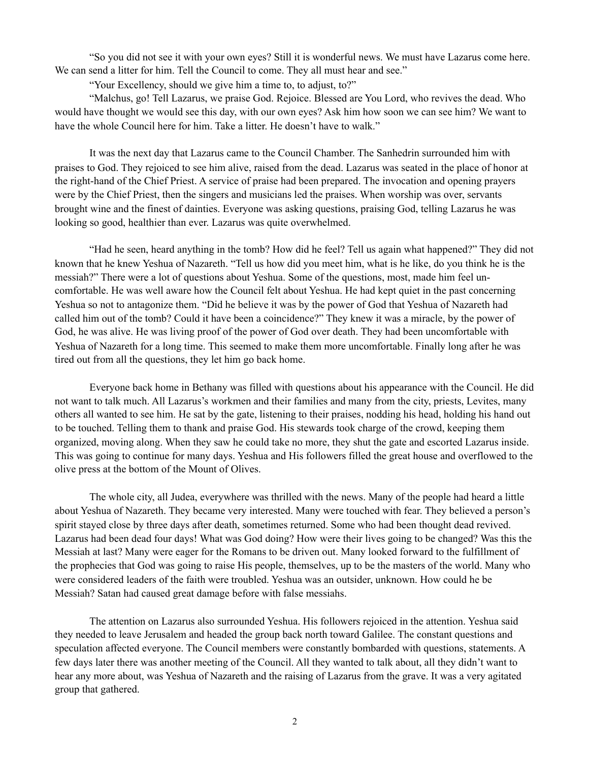"So you did not see it with your own eyes? Still it is wonderful news. We must have Lazarus come here. We can send a litter for him. Tell the Council to come. They all must hear and see."

"Your Excellency, should we give him a time to, to adjust, to?"

"Malchus, go! Tell Lazarus, we praise God. Rejoice. Blessed are You Lord, who revives the dead. Who would have thought we would see this day, with our own eyes? Ask him how soon we can see him? We want to have the whole Council here for him. Take a litter. He doesn't have to walk."

It was the next day that Lazarus came to the Council Chamber. The Sanhedrin surrounded him with praises to God. They rejoiced to see him alive, raised from the dead. Lazarus was seated in the place of honor at the right-hand of the Chief Priest. A service of praise had been prepared. The invocation and opening prayers were by the Chief Priest, then the singers and musicians led the praises. When worship was over, servants brought wine and the finest of dainties. Everyone was asking questions, praising God, telling Lazarus he was looking so good, healthier than ever. Lazarus was quite overwhelmed.

"Had he seen, heard anything in the tomb? How did he feel? Tell us again what happened?" They did not known that he knew Yeshua of Nazareth. "Tell us how did you meet him, what is he like, do you think he is the messiah?" There were a lot of questions about Yeshua. Some of the questions, most, made him feel un-comfortable. He was well aware how the Council felt about Yeshua. He had kept quiet in the past concerning Yeshua so not to antagonize them. "Did he believe it was by the power of God that Yeshua of Nazareth had called him out of the tomb? Could it have been a coincidence?" They knew it was a miracle, by the power of God, he was alive. He was living proof of the power of God over death. They had been uncomfortable with Yeshua of Nazareth for a long time. This seemed to make them more uncomfortable. Finally long after he was tired out from all the questions, they let him go back home.

Everyone back home in Bethany was filled with questions about his appearance with the Council. He did not want to talk much. All Lazarus's workmen and their families and many from the city, priests, Levites, many others all wanted to see him. He sat by the gate, listening to their praises, nodding his head, holding his hand out to be touched. Telling them to thank and praise God. His stewards took charge of the crowd, keeping them organized, moving along. When they saw he could take no more, they shut the gate and escorted Lazarus inside. This was going to continue for many days. Yeshua and His followers filled the great house and overflowed to the olive press at the bottom of the Mount of Olives.

The whole city, all Judea, everywhere was thrilled with the news. Many of the people had heard a little about Yeshua of Nazareth. They became very interested. Many were touched with fear. They believed a person's spirit stayed close by three days after death, sometimes returned. Some who had been thought dead revived. Lazarus had been dead four days! What was God doing? How were their lives going to be changed? Was this the Messiah at last? Many were eager for the Romans to be driven out. Many looked forward to the fulfillment of the prophecies that God was going to raise His people, themselves, up to be the masters of the world. Many who were considered leaders of the faith were troubled. Yeshua was an outsider, unknown. How could he be Messiah? Satan had caused great damage before with false messiahs.

The attention on Lazarus also surrounded Yeshua. His followers rejoiced in the attention. Yeshua said they needed to leave Jerusalem and headed the group back north toward Galilee. The constant questions and speculation affected everyone. The Council members were constantly bombarded with questions, statements. A few days later there was another meeting of the Council. All they wanted to talk about, all they didn't want to hear any more about, was Yeshua of Nazareth and the raising of Lazarus from the grave. It was a very agitated group that gathered.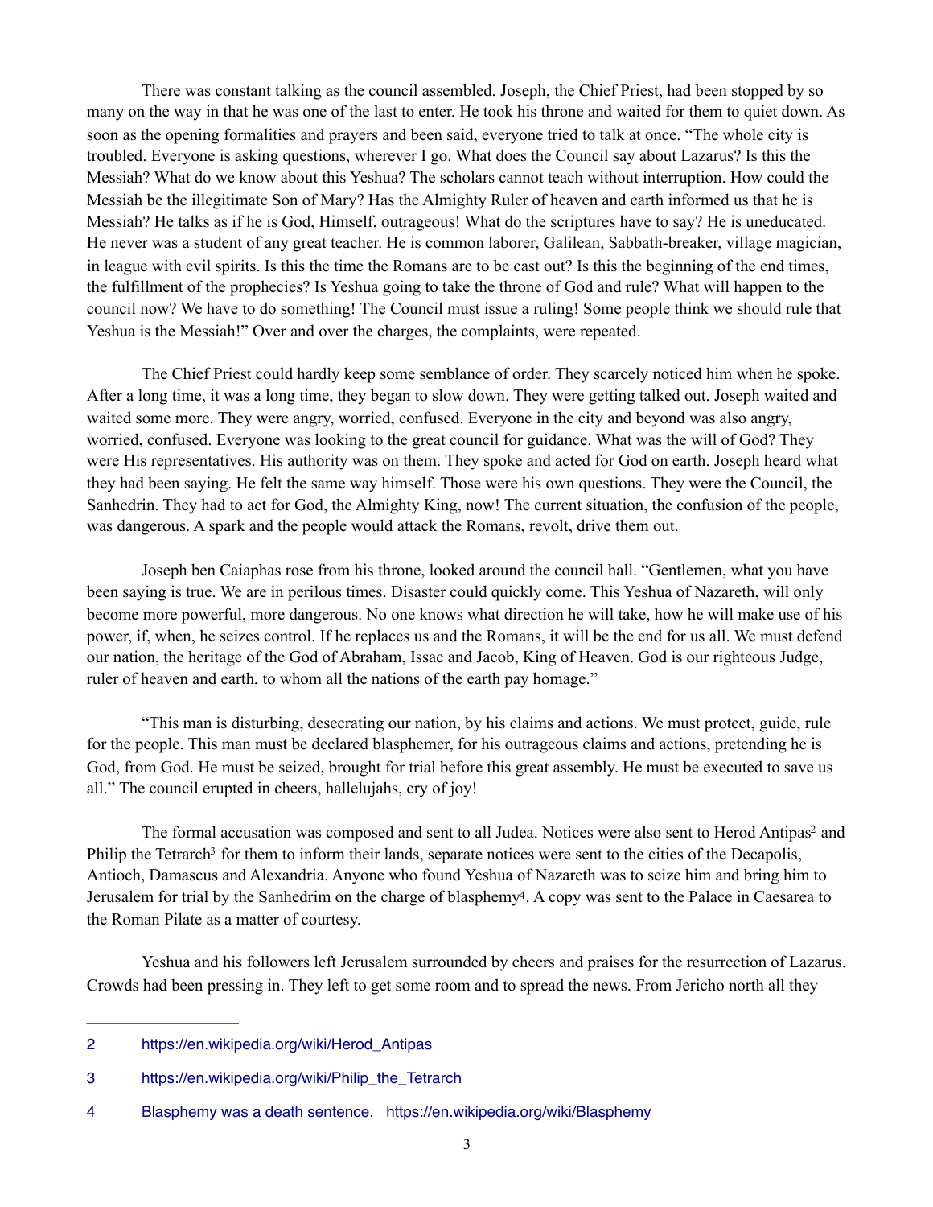There was constant talking as the council assembled. Joseph, the Chief Priest, had been stopped by so many on the way in that he was one of the last to enter. He took his throne and waited for them to quiet down. As soon as the opening formalities and prayers and been said, everyone tried to talk at once. "The whole city is troubled. Everyone is asking questions, wherever I go. What does the Council say about Lazarus? Is this the Messiah? What do we know about this Yeshua? The scholars cannot teach without interruption. How could the Messiah be the illegitimate Son of Mary? Has the Almighty Ruler of heaven and earth informed us that he is Messiah? He talks as if he is God, Himself, outrageous! What do the scriptures have to say? He is uneducated. He never was a student of any great teacher. He is common laborer, Galilean, Sabbath-breaker, village magician, in league with evil spirits. Is this the time the Romans are to be cast out? Is this the beginning of the end times, the fulfillment of the prophecies? Is Yeshua going to take the throne of God and rule? What will happen to the council now? We have to do something! The Council must issue a ruling! Some people think we should rule that Yeshua is the Messiah!" Over and over the charges, the complaints, were repeated.

The Chief Priest could hardly keep some semblance of order. They scarcely noticed him when he spoke. After a long time, it was a long time, they began to slow down. They were getting talked out. Joseph waited and waited some more. They were angry, worried, confused. Everyone in the city and beyond was also angry, worried, confused. Everyone was looking to the great council for guidance. What was the will of God? They were His representatives. His authority was on them. They spoke and acted for God on earth. Joseph heard what they had been saying. He felt the same way himself. Those were his own questions. They were the Council, the Sanhedrin. They had to act for God, the Almighty King, now! The current situation, the confusion of the people, was dangerous. A spark and the people would attack the Romans, revolt, drive them out.

Joseph ben Caiaphas rose from his throne, looked around the council hall. "Gentlemen, what you have been saying is true. We are in perilous times. Disaster could quickly come. This Yeshua of Nazareth, will only become more powerful, more dangerous. No one knows what direction he will take, how he will make use of his power, if, when, he seizes control. If he replaces us and the Romans, it will be the end for us all. We must defend our nation, the heritage of the God of Abraham, Issac and Jacob, King of Heaven. God is our righteous Judge, ruler of heaven and earth, to whom all the nations of the earth pay homage."

"This man is disturbing, desecrating our nation, by his claims and actions. We must protect, guide, rule for the people. This man must be declared blasphemer, for his outrageous claims and actions, pretending he is God, from God. He must be seized, brought for trial before this great assembly. He must be executed to save us all." The council erupted in cheers, hallelujahs, cry of joy!

The formal accusation was composed and sent to all Judea. Notices were also sent to Herod Antipas[2] and Philip the Tetrarch[3] for them to inform their lands, separate notices were sent to the cities of the Decapolis, Antioch, Damascus and Alexandria. Anyone who found Yeshua of Nazareth was to seize him and bring him to Jerusalem for trial by the Sanhedrim on the charge of blasphemy[4]. A copy was sent to the Palace in Caesarea to the Roman Pilate as a matter of courtesy.

Yeshua and his followers left Jerusalem surrounded by cheers and praises for the resurrection of Lazarus. Crowds had been pressing in. They left to get some room and to spread the news. From Jericho north all they

---

2 https://en.wikipedia.org/wiki/Herod_Antipas

3 https://en.wikipedia.org/wiki/Philip_the_Tetrarch

4 Blasphemy was a death sentence. https://en.wikipedia.org/wiki/Blasphemy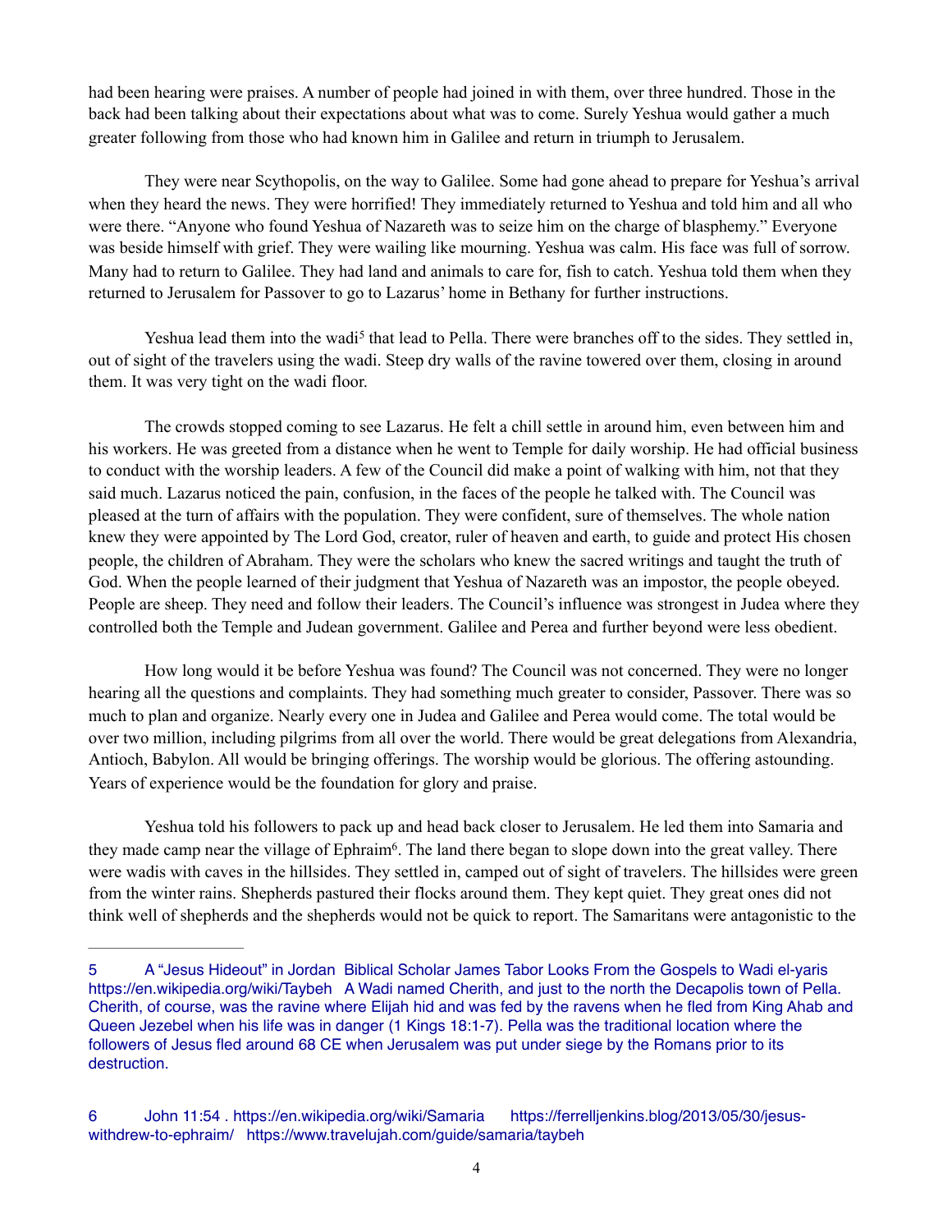had been hearing were praises. A number of people had joined in with them, over three hundred. Those in the back had been talking about their expectations about what was to come. Surely Yeshua would gather a much greater following from those who had known him in Galilee and return in triumph to Jerusalem.

They were near Scythopolis, on the way to Galilee. Some had gone ahead to prepare for Yeshua's arrival when they heard the news. They were horrified! They immediately returned to Yeshua and told him and all who were there. "Anyone who found Yeshua of Nazareth was to seize him on the charge of blasphemy." Everyone was beside himself with grief. They were wailing like mourning. Yeshua was calm. His face was full of sorrow. Many had to return to Galilee. They had land and animals to care for, fish to catch. Yeshua told them when they returned to Jerusalem for Passover to go to Lazarus' home in Bethany for further instructions.

Yeshua lead them into the wadi[5] that lead to Pella. There were branches off to the sides. They settled in, out of sight of the travelers using the wadi. Steep dry walls of the ravine towered over them, closing in around them. It was very tight on the wadi floor.

The crowds stopped coming to see Lazarus. He felt a chill settle in around him, even between him and his workers. He was greeted from a distance when he went to Temple for daily worship. He had official business to conduct with the worship leaders. A few of the Council did make a point of walking with him, not that they said much. Lazarus noticed the pain, confusion, in the faces of the people he talked with. The Council was pleased at the turn of affairs with the population. They were confident, sure of themselves. The whole nation knew they were appointed by The Lord God, creator, ruler of heaven and earth, to guide and protect His chosen people, the children of Abraham. They were the scholars who knew the sacred writings and taught the truth of God. When the people learned of their judgment that Yeshua of Nazareth was an impostor, the people obeyed. People are sheep. They need and follow their leaders. The Council's influence was strongest in Judea where they controlled both the Temple and Judean government. Galilee and Perea and further beyond were less obedient.

How long would it be before Yeshua was found? The Council was not concerned. They were no longer hearing all the questions and complaints. They had something much greater to consider, Passover. There was so much to plan and organize. Nearly every one in Judea and Galilee and Perea would come. The total would be over two million, including pilgrims from all over the world. There would be great delegations from Alexandria, Antioch, Babylon. All would be bringing offerings. The worship would be glorious. The offering astounding. Years of experience would be the foundation for glory and praise.

Yeshua told his followers to pack up and head back closer to Jerusalem. He led them into Samaria and they made camp near the village of Ephraim[6]. The land there began to slope down into the great valley. There were wadis with caves in the hillsides. They settled in, camped out of sight of travelers. The hillsides were green from the winter rains. Shepherds pastured their flocks around them. They kept quiet. They great ones did not think well of shepherds and the shepherds would not be quick to report. The Samaritans were antagonistic to the

---

5 A "Jesus Hideout" in Jordan Biblical Scholar James Tabor Looks From the Gospels to Wadi el-yaris https://en.wikipedia.org/wiki/Taybeh A Wadi named Cherith, and just to the north the Decapolis town of Pella. Cherith, of course, was the ravine where Elijah hid and was fed by the ravens when he fled from King Ahab and Queen Jezebel when his life was in danger (1 Kings 18:1-7). Pella was the traditional location where the followers of Jesus fled around 68 CE when Jerusalem was put under siege by the Romans prior to its destruction.

6 John 11:54 . https://en.wikipedia.org/wiki/Samaria https://ferrelljenkins.blog/2013/05/30/jesus-withdrew-to-ephraim/ https://www.travelujah.com/guide/samaria/taybeh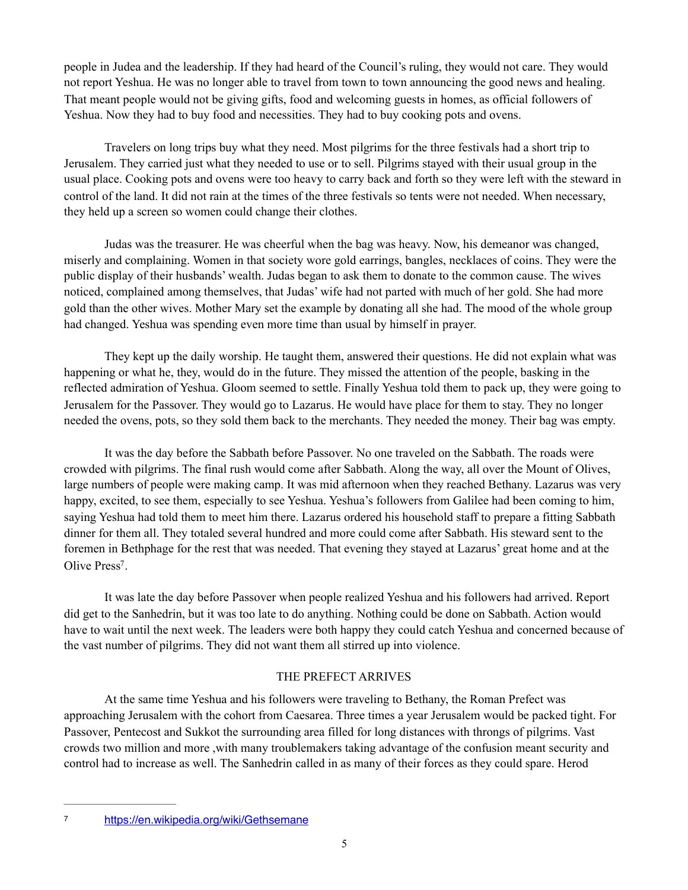people in Judea and the leadership. If they had heard of the Council's ruling, they would not care. They would not report Yeshua. He was no longer able to travel from town to town announcing the good news and healing. That meant people would not be giving gifts, food and welcoming guests in homes, as official followers of Yeshua. Now they had to buy food and necessities. They had to buy cooking pots and ovens.

Travelers on long trips buy what they need. Most pilgrims for the three festivals had a short trip to Jerusalem. They carried just what they needed to use or to sell. Pilgrims stayed with their usual group in the usual place. Cooking pots and ovens were too heavy to carry back and forth so they were left with the steward in control of the land. It did not rain at the times of the three festivals so tents were not needed. When necessary, they held up a screen so women could change their clothes.

Judas was the treasurer. He was cheerful when the bag was heavy. Now, his demeanor was changed, miserly and complaining. Women in that society wore gold earrings, bangles, necklaces of coins. They were the public display of their husbands' wealth. Judas began to ask them to donate to the common cause. The wives noticed, complained among themselves, that Judas' wife had not parted with much of her gold. She had more gold than the other wives. Mother Mary set the example by donating all she had. The mood of the whole group had changed. Yeshua was spending even more time than usual by himself in prayer.

They kept up the daily worship. He taught them, answered their questions. He did not explain what was happening or what he, they, would do in the future. They missed the attention of the people, basking in the reflected admiration of Yeshua. Gloom seemed to settle. Finally Yeshua told them to pack up, they were going to Jerusalem for the Passover. They would go to Lazarus. He would have place for them to stay. They no longer needed the ovens, pots, so they sold them back to the merchants. They needed the money. Their bag was empty.

It was the day before the Sabbath before Passover. No one traveled on the Sabbath. The roads were crowded with pilgrims. The final rush would come after Sabbath. Along the way, all over the Mount of Olives, large numbers of people were making camp. It was mid afternoon when they reached Bethany. Lazarus was very happy, excited, to see them, especially to see Yeshua. Yeshua's followers from Galilee had been coming to him, saying Yeshua had told them to meet him there. Lazarus ordered his household staff to prepare a fitting Sabbath dinner for them all. They totaled several hundred and more could come after Sabbath. His steward sent to the foremen in Bethphage for the rest that was needed. That evening they stayed at Lazarus' great home and at the Olive Press[7].

It was late the day before Passover when people realized Yeshua and his followers had arrived. Report did get to the Sanhedrin, but it was too late to do anything. Nothing could be done on Sabbath. Action would have to wait until the next week. The leaders were both happy they could catch Yeshua and concerned because of the vast number of pilgrims. They did not want them all stirred up into violence.

## THE PREFECT ARRIVES

At the same time Yeshua and his followers were traveling to Bethany, the Roman Prefect was approaching Jerusalem with the cohort from Caesarea. Three times a year Jerusalem would be packed tight. For Passover, Pentecost and Sukkot the surrounding area filled for long distances with throngs of pilgrims. Vast crowds two million and more ,with many troublemakers taking advantage of the confusion meant security and control had to increase as well. The Sanhedrin called in as many of their forces as they could spare. Herod

---

[7] https://en.wikipedia.org/wiki/Gethsemane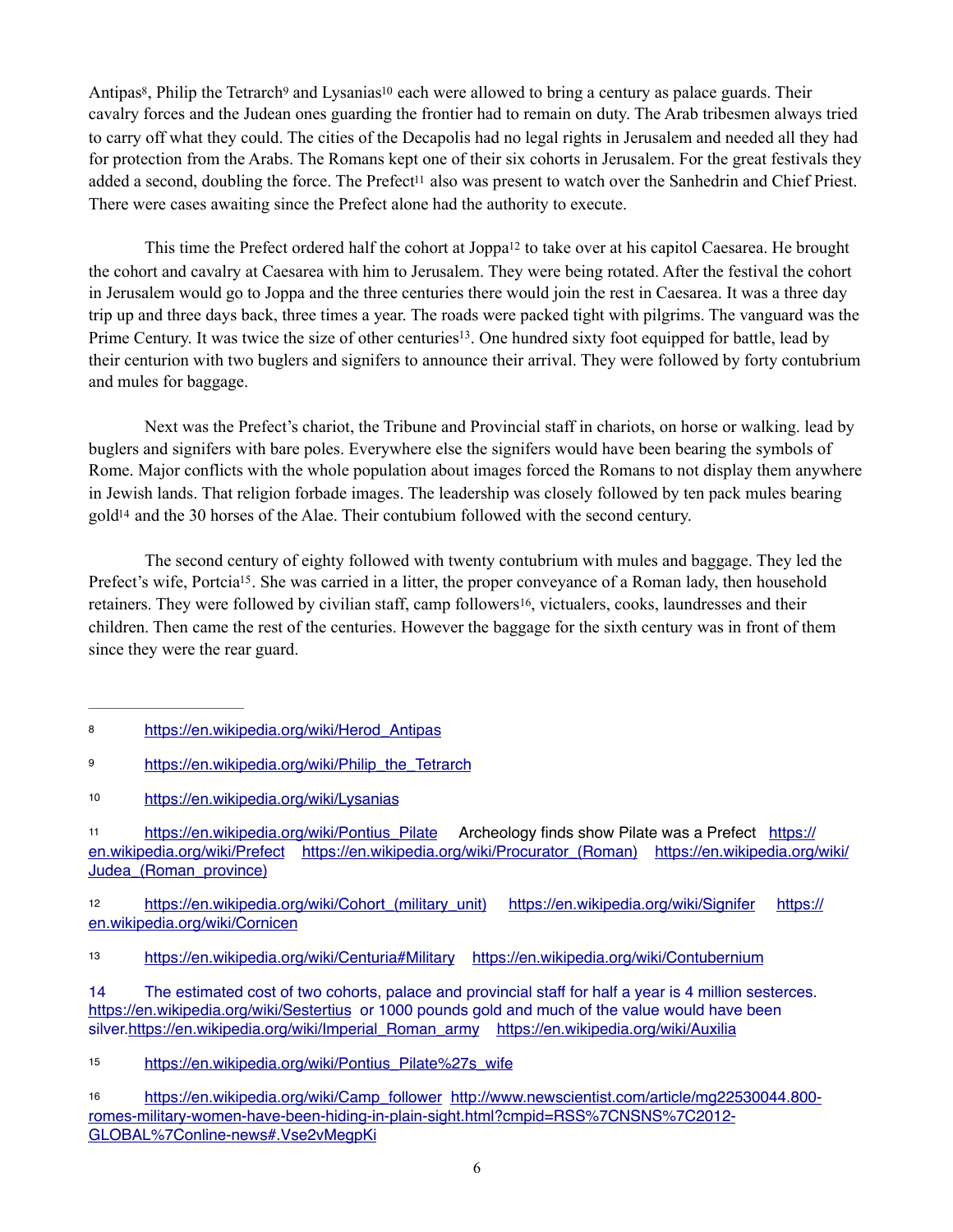Antipas[8], Philip the Tetrarch[9] and Lysanias[10] each were allowed to bring a century as palace guards. Their cavalry forces and the Judean ones guarding the frontier had to remain on duty. The Arab tribesmen always tried to carry off what they could. The cities of the Decapolis had no legal rights in Jerusalem and needed all they had for protection from the Arabs. The Romans kept one of their six cohorts in Jerusalem. For the great festivals they added a second, doubling the force. The Prefect[11] also was present to watch over the Sanhedrin and Chief Priest. There were cases awaiting since the Prefect alone had the authority to execute.

This time the Prefect ordered half the cohort at Joppa[12] to take over at his capitol Caesarea. He brought the cohort and cavalry at Caesarea with him to Jerusalem. They were being rotated. After the festival the cohort in Jerusalem would go to Joppa and the three centuries there would join the rest in Caesarea. It was a three day trip up and three days back, three times a year. The roads were packed tight with pilgrims. The vanguard was the Prime Century. It was twice the size of other centuries[13]. One hundred sixty foot equipped for battle, lead by their centurion with two buglers and signifers to announce their arrival. They were followed by forty contubrium and mules for baggage.

Next was the Prefect's chariot, the Tribune and Provincial staff in chariots, on horse or walking. lead by buglers and signifers with bare poles. Everywhere else the signifers would have been bearing the symbols of Rome. Major conflicts with the whole population about images forced the Romans to not display them anywhere in Jewish lands. That religion forbade images. The leadership was closely followed by ten pack mules bearing gold[14] and the 30 horses of the Alae. Their contubium followed with the second century.

The second century of eighty followed with twenty contubrium with mules and baggage. They led the Prefect's wife, Portcia[15]. She was carried in a litter, the proper conveyance of a Roman lady, then household retainers. They were followed by civilian staff, camp followers[16], victualers, cooks, laundresses and their children. Then came the rest of the centuries. However the baggage for the sixth century was in front of them since they were the rear guard.

---

8 https://en.wikipedia.org/wiki/Herod_Antipas

9 https://en.wikipedia.org/wiki/Philip_the_Tetrarch

10 https://en.wikipedia.org/wiki/Lysanias

11 https://en.wikipedia.org/wiki/Pontius_Pilate Archeology finds show Pilate was a Prefect https://en.wikipedia.org/wiki/Prefect https://en.wikipedia.org/wiki/Procurator_(Roman) https://en.wikipedia.org/wiki/Judea_(Roman_province)

12 https://en.wikipedia.org/wiki/Cohort_(military_unit) https://en.wikipedia.org/wiki/Signifer https://en.wikipedia.org/wiki/Cornicen

13 https://en.wikipedia.org/wiki/Centuria#Military https://en.wikipedia.org/wiki/Contubernium

14 The estimated cost of two cohorts, palace and provincial staff for half a year is 4 million sesterces. https://en.wikipedia.org/wiki/Sestertius or 1000 pounds gold and much of the value would have been silver.https://en.wikipedia.org/wiki/Imperial_Roman_army https://en.wikipedia.org/wiki/Auxilia

15 https://en.wikipedia.org/wiki/Pontius_Pilate%27s_wife

16 https://en.wikipedia.org/wiki/Camp_follower http://www.newscientist.com/article/mg22530044.800-romes-military-women-have-been-hiding-in-plain-sight.html?cmpid=RSS%7CNSNS%7C2012-GLOBAL%7Conline-news#.Vse2vMegpKi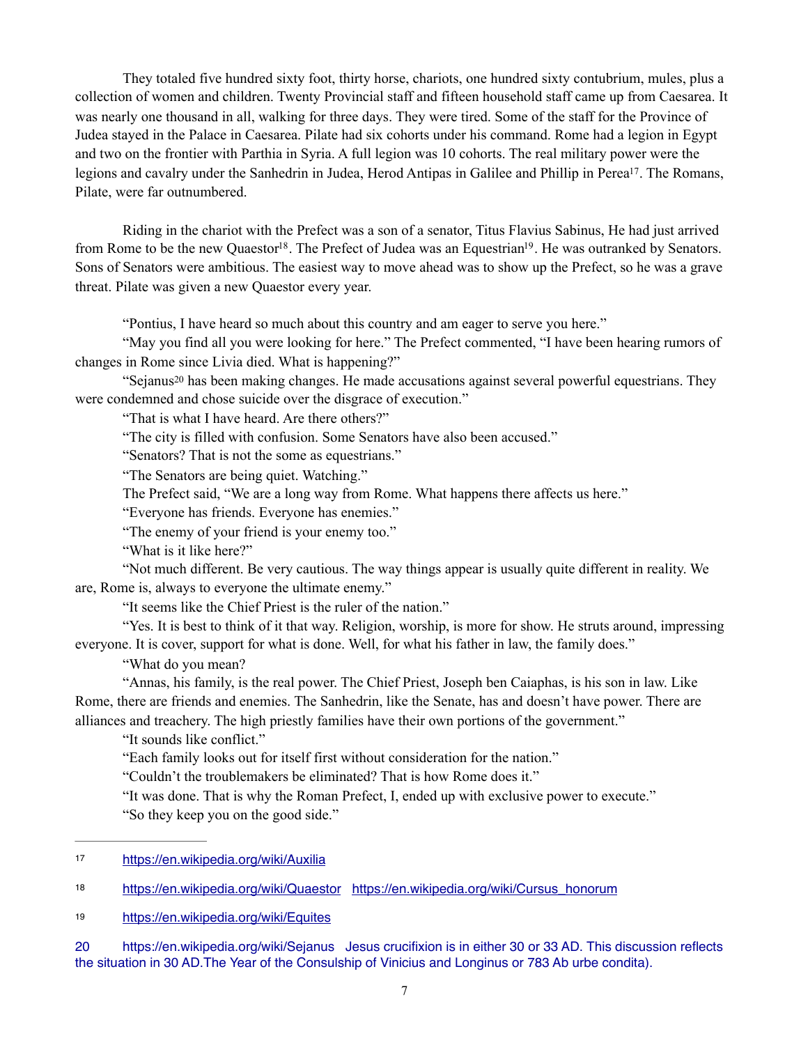They totaled five hundred sixty foot, thirty horse, chariots, one hundred sixty contubrium, mules, plus a collection of women and children. Twenty Provincial staff and fifteen household staff came up from Caesarea. It was nearly one thousand in all, walking for three days. They were tired. Some of the staff for the Province of Judea stayed in the Palace in Caesarea. Pilate had six cohorts under his command. Rome had a legion in Egypt and two on the frontier with Parthia in Syria. A full legion was 10 cohorts. The real military power were the legions and cavalry under the Sanhedrin in Judea, Herod Antipas in Galilee and Phillip in Perea[17]. The Romans, Pilate, were far outnumbered.

Riding in the chariot with the Prefect was a son of a senator, Titus Flavius Sabinus, He had just arrived from Rome to be the new Quaestor[18]. The Prefect of Judea was an Equestrian[19]. He was outranked by Senators. Sons of Senators were ambitious. The easiest way to move ahead was to show up the Prefect, so he was a grave threat. Pilate was given a new Quaestor every year.

"Pontius, I have heard so much about this country and am eager to serve you here."

"May you find all you were looking for here." The Prefect commented, "I have been hearing rumors of changes in Rome since Livia died. What is happening?"

"Sejanus[20] has been making changes. He made accusations against several powerful equestrians. They were condemned and chose suicide over the disgrace of execution."

"That is what I have heard. Are there others?"

"The city is filled with confusion. Some Senators have also been accused."

"Senators? That is not the some as equestrians."

"The Senators are being quiet. Watching."

The Prefect said, "We are a long way from Rome. What happens there affects us here."

"Everyone has friends. Everyone has enemies."

"The enemy of your friend is your enemy too."

"What is it like here?"

"Not much different. Be very cautious. The way things appear is usually quite different in reality. We are, Rome is, always to everyone the ultimate enemy."

"It seems like the Chief Priest is the ruler of the nation."

"Yes. It is best to think of it that way. Religion, worship, is more for show. He struts around, impressing everyone. It is cover, support for what is done. Well, for what his father in law, the family does."

"What do you mean?

"Annas, his family, is the real power. The Chief Priest, Joseph ben Caiaphas, is his son in law. Like Rome, there are friends and enemies. The Sanhedrin, like the Senate, has and doesn't have power. There are alliances and treachery. The high priestly families have their own portions of the government."

"It sounds like conflict."

"Each family looks out for itself first without consideration for the nation."

"Couldn't the troublemakers be eliminated? That is how Rome does it."

"It was done. That is why the Roman Prefect, I, ended up with exclusive power to execute."

"So they keep you on the good side."

---

17 https://en.wikipedia.org/wiki/Auxilia

18 https://en.wikipedia.org/wiki/Quaestor https://en.wikipedia.org/wiki/Cursus_honorum

19 https://en.wikipedia.org/wiki/Equites

20 https://en.wikipedia.org/wiki/Sejanus Jesus crucifixion is in either 30 or 33 AD. This discussion reflects the situation in 30 AD.The Year of the Consulship of Vinicius and Longinus or 783 Ab urbe condita).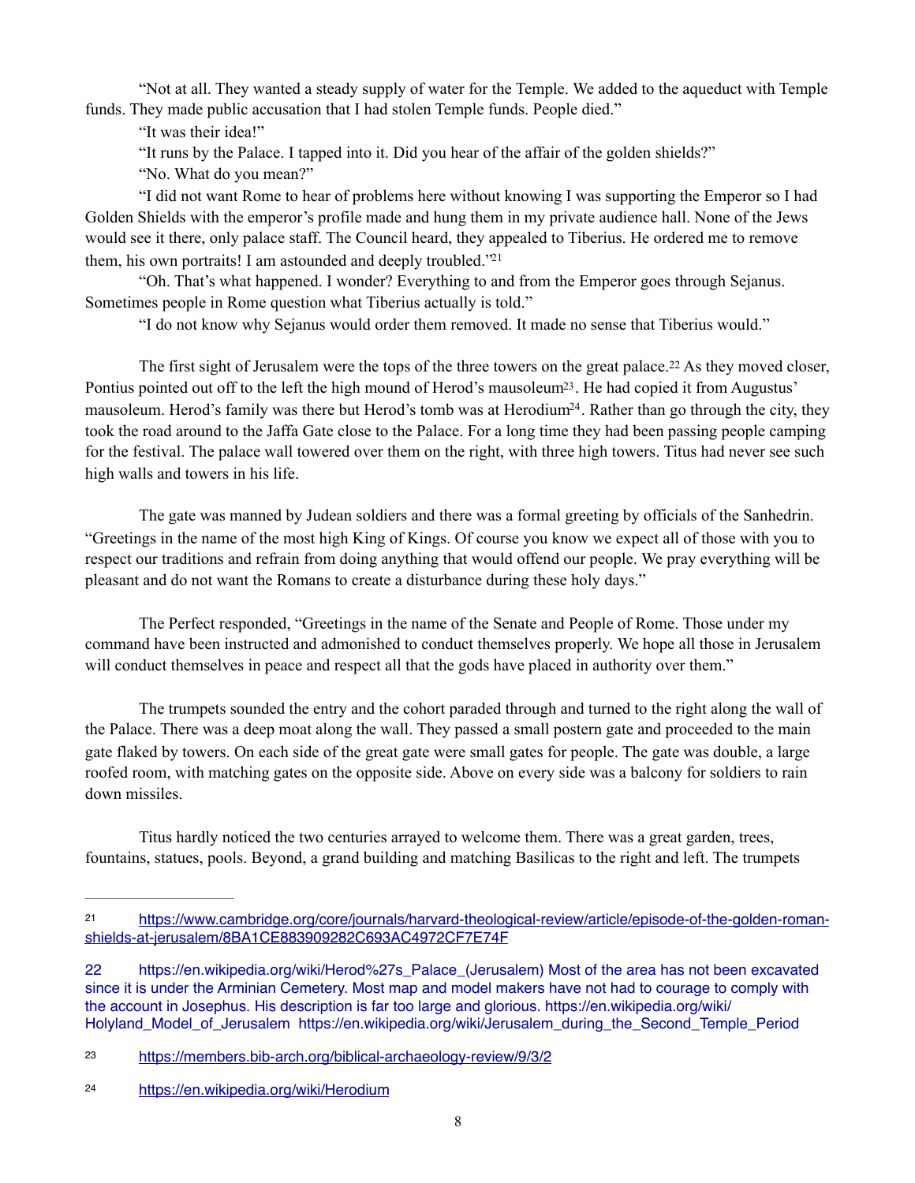"Not at all. They wanted a steady supply of water for the Temple. We added to the aqueduct with Temple funds. They made public accusation that I had stolen Temple funds. People died."

"It was their idea!"

"It runs by the Palace. I tapped into it. Did you hear of the affair of the golden shields?"

"No. What do you mean?"

"I did not want Rome to hear of problems here without knowing I was supporting the Emperor so I had Golden Shields with the emperor's profile made and hung them in my private audience hall. None of the Jews would see it there, only palace staff. The Council heard, they appealed to Tiberius. He ordered me to remove them, his own portraits! I am astounded and deeply troubled."[21]

"Oh. That's what happened. I wonder? Everything to and from the Emperor goes through Sejanus. Sometimes people in Rome question what Tiberius actually is told."

"I do not know why Sejanus would order them removed. It made no sense that Tiberius would."

The first sight of Jerusalem were the tops of the three towers on the great palace.[22] As they moved closer, Pontius pointed out off to the left the high mound of Herod's mausoleum[23]. He had copied it from Augustus' mausoleum. Herod's family was there but Herod's tomb was at Herodium[24]. Rather than go through the city, they took the road around to the Jaffa Gate close to the Palace. For a long time they had been passing people camping for the festival. The palace wall towered over them on the right, with three high towers. Titus had never see such high walls and towers in his life.

The gate was manned by Judean soldiers and there was a formal greeting by officials of the Sanhedrin. "Greetings in the name of the most high King of Kings. Of course you know we expect all of those with you to respect our traditions and refrain from doing anything that would offend our people. We pray everything will be pleasant and do not want the Romans to create a disturbance during these holy days."

The Perfect responded, "Greetings in the name of the Senate and People of Rome. Those under my command have been instructed and admonished to conduct themselves properly. We hope all those in Jerusalem will conduct themselves in peace and respect all that the gods have placed in authority over them."

The trumpets sounded the entry and the cohort paraded through and turned to the right along the wall of the Palace. There was a deep moat along the wall. They passed a small postern gate and proceeded to the main gate flaked by towers. On each side of the great gate were small gates for people. The gate was double, a large roofed room, with matching gates on the opposite side. Above on every side was a balcony for soldiers to rain down missiles.

Titus hardly noticed the two centuries arrayed to welcome them. There was a great garden, trees, fountains, statues, pools. Beyond, a grand building and matching Basilicas to the right and left. The trumpets

---

[21] https://www.cambridge.org/core/journals/harvard-theological-review/article/episode-of-the-golden-roman-shields-at-jerusalem/8BA1CE883909282C693AC4972CF7E74F

[22] https://en.wikipedia.org/wiki/Herod%27s_Palace_(Jerusalem) Most of the area has not been excavated since it is under the Arminian Cemetery. Most map and model makers have not had to courage to comply with the account in Josephus. His description is far too large and glorious. https://en.wikipedia.org/wiki/Holyland_Model_of_Jerusalem https://en.wikipedia.org/wiki/Jerusalem_during_the_Second_Temple_Period

[23] https://members.bib-arch.org/biblical-archaeology-review/9/3/2

[24] https://en.wikipedia.org/wiki/Herodium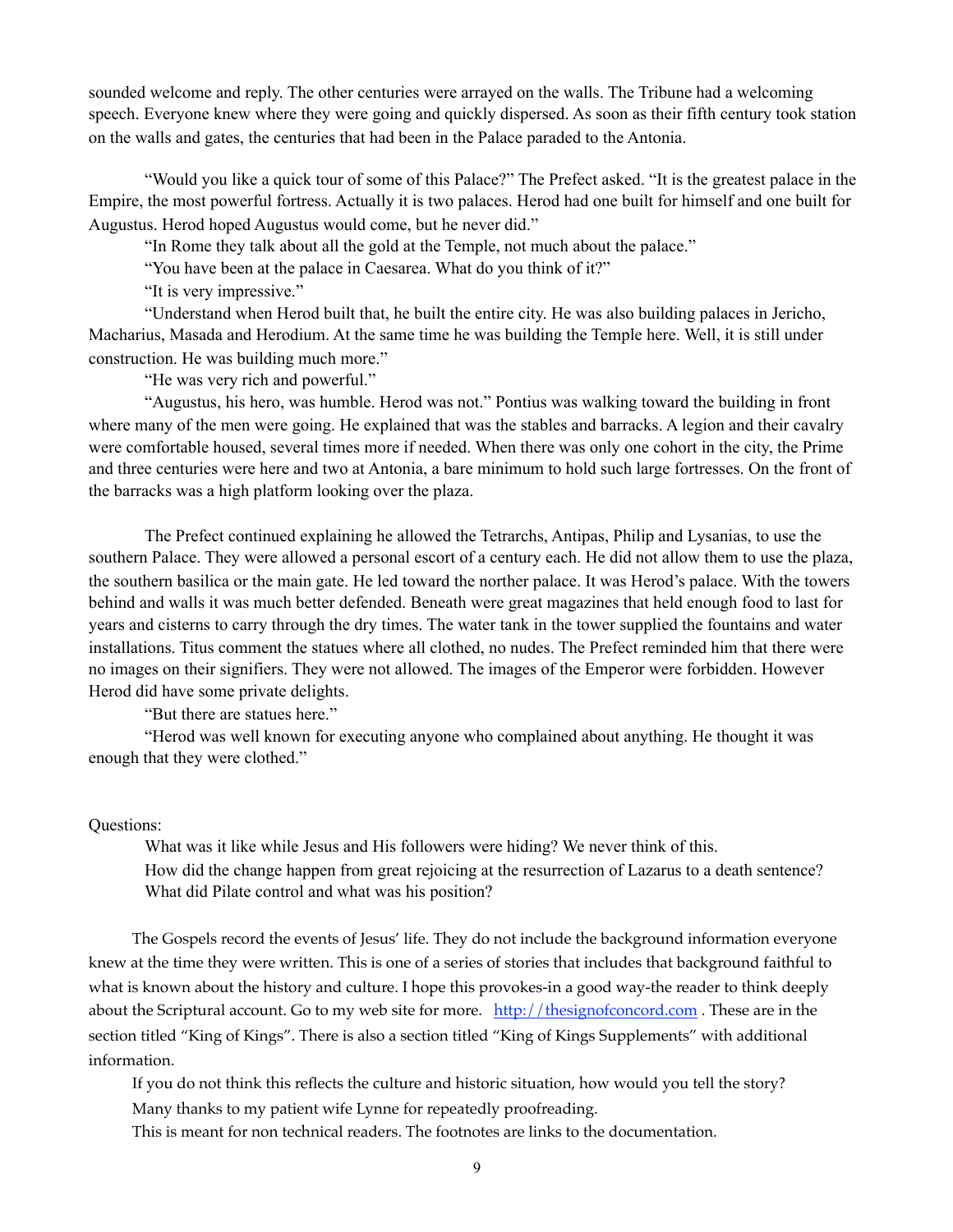sounded welcome and reply. The other centuries were arrayed on the walls. The Tribune had a welcoming speech. Everyone knew where they were going and quickly dispersed. As soon as their fifth century took station on the walls and gates, the centuries that had been in the Palace paraded to the Antonia.

"Would you like a quick tour of some of this Palace?" The Prefect asked. "It is the greatest palace in the Empire, the most powerful fortress. Actually it is two palaces. Herod had one built for himself and one built for Augustus. Herod hoped Augustus would come, but he never did."

"In Rome they talk about all the gold at the Temple, not much about the palace."

"You have been at the palace in Caesarea. What do you think of it?"

"It is very impressive."

"Understand when Herod built that, he built the entire city. He was also building palaces in Jericho, Macharius, Masada and Herodium. At the same time he was building the Temple here. Well, it is still under construction. He was building much more."

"He was very rich and powerful."

"Augustus, his hero, was humble. Herod was not." Pontius was walking toward the building in front where many of the men were going. He explained that was the stables and barracks. A legion and their cavalry were comfortable housed, several times more if needed. When there was only one cohort in the city, the Prime and three centuries were here and two at Antonia, a bare minimum to hold such large fortresses. On the front of the barracks was a high platform looking over the plaza.

The Prefect continued explaining he allowed the Tetrarchs, Antipas, Philip and Lysanias, to use the southern Palace. They were allowed a personal escort of a century each. He did not allow them to use the plaza, the southern basilica or the main gate. He led toward the norther palace. It was Herod's palace. With the towers behind and walls it was much better defended. Beneath were great magazines that held enough food to last for years and cisterns to carry through the dry times. The water tank in the tower supplied the fountains and water installations. Titus comment the statues where all clothed, no nudes. The Prefect reminded him that there were no images on their signifiers. They were not allowed. The images of the Emperor were forbidden. However Herod did have some private delights.

"But there are statues here."

"Herod was well known for executing anyone who complained about anything. He thought it was enough that they were clothed."

Questions:

What was it like while Jesus and His followers were hiding? We never think of this.

How did the change happen from great rejoicing at the resurrection of Lazarus to a death sentence?

What did Pilate control and what was his position?

The Gospels record the events of Jesus' life. They do not include the background information everyone knew at the time they were written. This is one of a series of stories that includes that background faithful to what is known about the history and culture. I hope this provokes-in a good way-the reader to think deeply about the Scriptural account. Go to my web site for more. [http://thesignofconcord.com](http://thesignofconcord.com) . These are in the section titled "King of Kings". There is also a section titled "King of Kings Supplements" with additional information.

If you do not think this reflects the culture and historic situation, how would you tell the story?

Many thanks to my patient wife Lynne for repeatedly proofreading.

This is meant for non technical readers. The footnotes are links to the documentation.